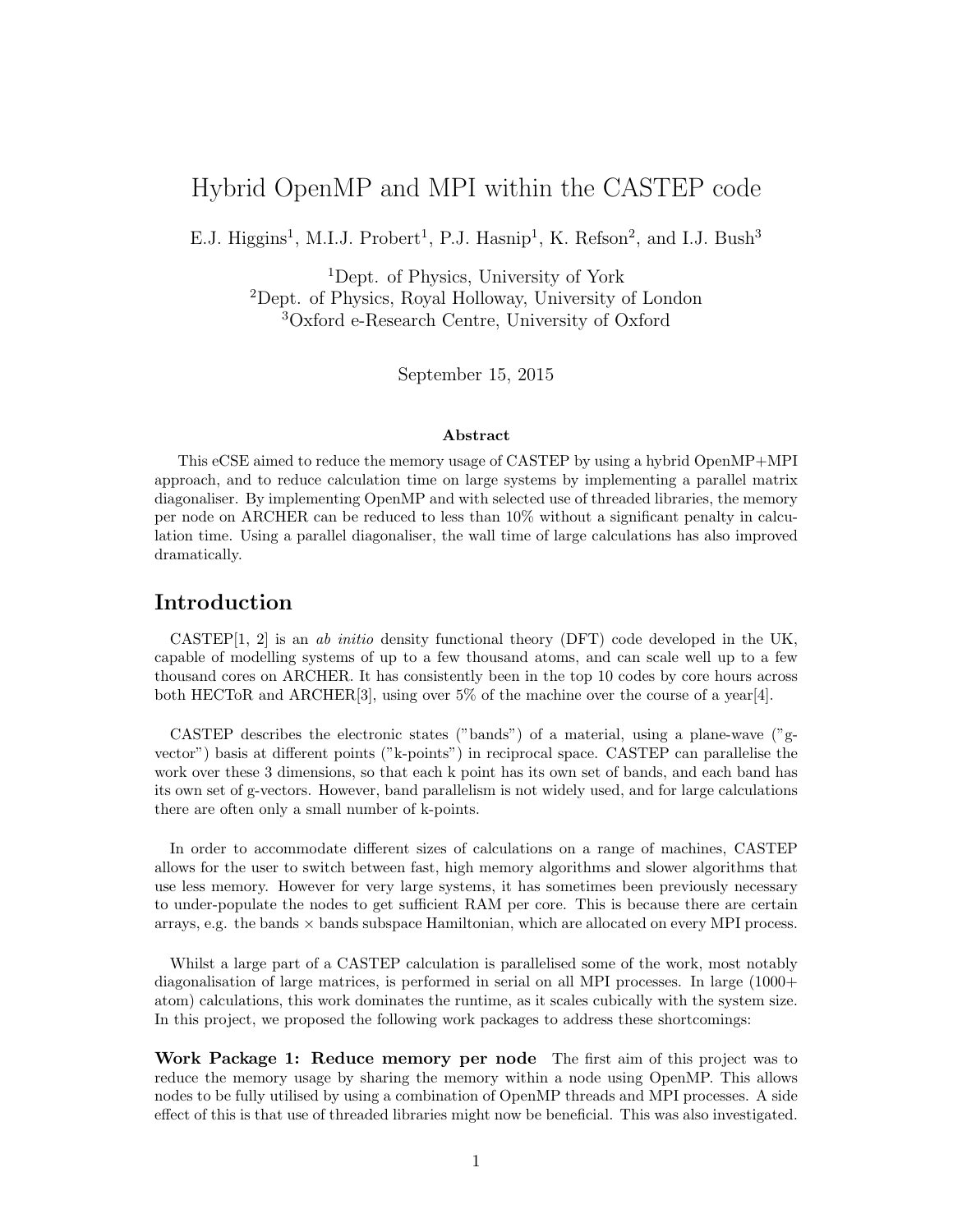# Hybrid OpenMP and MPI within the CASTEP code

E.J. Higgins[1], M.I.J. Probert[1], P.J. Hasnip[1], K. Refson[2], and I.J. Bush[3]

[1]Dept. of Physics, University of York
[2]Dept. of Physics, Royal Holloway, University of London
[3]Oxford e-Research Centre, University of Oxford

September 15, 2015

### Abstract

This eCSE aimed to reduce the memory usage of CASTEP by using a hybrid OpenMP+MPI approach, and to reduce calculation time on large systems by implementing a parallel matrix diagonaliser. By implementing OpenMP and with selected use of threaded libraries, the memory per node on ARCHER can be reduced to less than 10% without a significant penalty in calculation time. Using a parallel diagonaliser, the wall time of large calculations has also improved dramatically.

## Introduction

CASTEP[1, 2] is an *ab initio* density functional theory (DFT) code developed in the UK, capable of modelling systems of up to a few thousand atoms, and can scale well up to a few thousand cores on ARCHER. It has consistently been in the top 10 codes by core hours across both HECToR and ARCHER[3], using over 5% of the machine over the course of a year[4].

CASTEP describes the electronic states ("bands") of a material, using a plane-wave ("g-vector") basis at different points ("k-points") in reciprocal space. CASTEP can parallelise the work over these 3 dimensions, so that each k point has its own set of bands, and each band has its own set of g-vectors. However, band parallelism is not widely used, and for large calculations there are often only a small number of k-points.

In order to accommodate different sizes of calculations on a range of machines, CASTEP allows for the user to switch between fast, high memory algorithms and slower algorithms that use less memory. However for very large systems, it has sometimes been previously necessary to under-populate the nodes to get sufficient RAM per core. This is because there are certain arrays, e.g. the bands $\times$ bands subspace Hamiltonian, which are allocated on every MPI process.

Whilst a large part of a CASTEP calculation is parallelised some of the work, most notably diagonalisation of large matrices, is performed in serial on all MPI processes. In large (1000+ atom) calculations, this work dominates the runtime, as it scales cubically with the system size. In this project, we proposed the following work packages to address these shortcomings:

**Work Package 1: Reduce memory per node** The first aim of this project was to reduce the memory usage by sharing the memory within a node using OpenMP. This allows nodes to be fully utilised by using a combination of OpenMP threads and MPI processes. A side effect of this is that use of threaded libraries might now be beneficial. This was also investigated.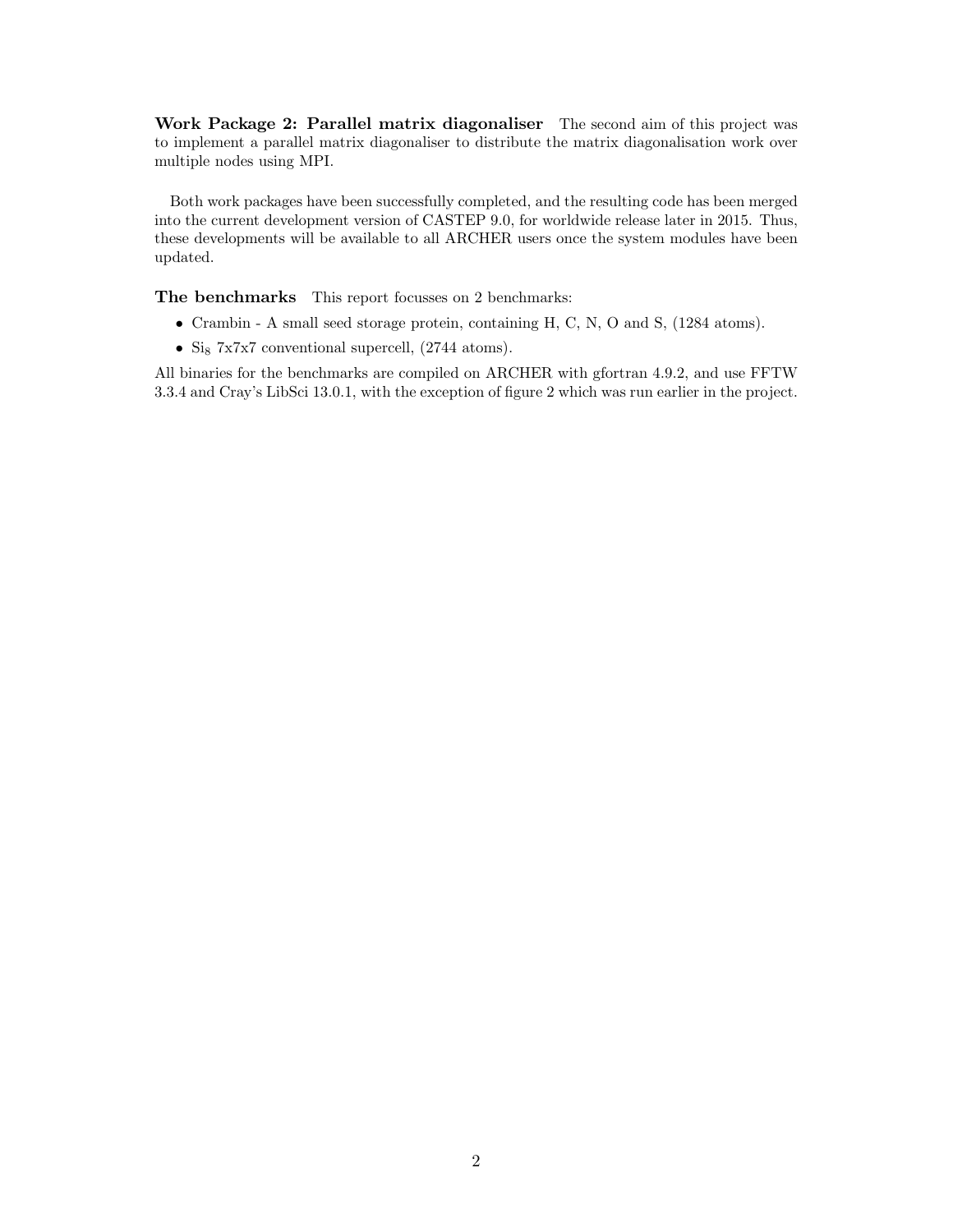**Work Package 2: Parallel matrix diagonaliser** The second aim of this project was to implement a parallel matrix diagonaliser to distribute the matrix diagonalisation work over multiple nodes using MPI.

Both work packages have been successfully completed, and the resulting code has been merged into the current development version of CASTEP 9.0, for worldwide release later in 2015. Thus, these developments will be available to all ARCHER users once the system modules have been updated.

**The benchmarks** This report focusses on 2 benchmarks:

- Crambin - A small seed storage protein, containing H, C, N, O and S, (1284 atoms).
- $Si_8$ 7x7x7 conventional supercell, (2744 atoms).

All binaries for the benchmarks are compiled on ARCHER with gfortran 4.9.2, and use FFTW 3.3.4 and Cray's LibSci 13.0.1, with the exception of figure 2 which was run earlier in the project.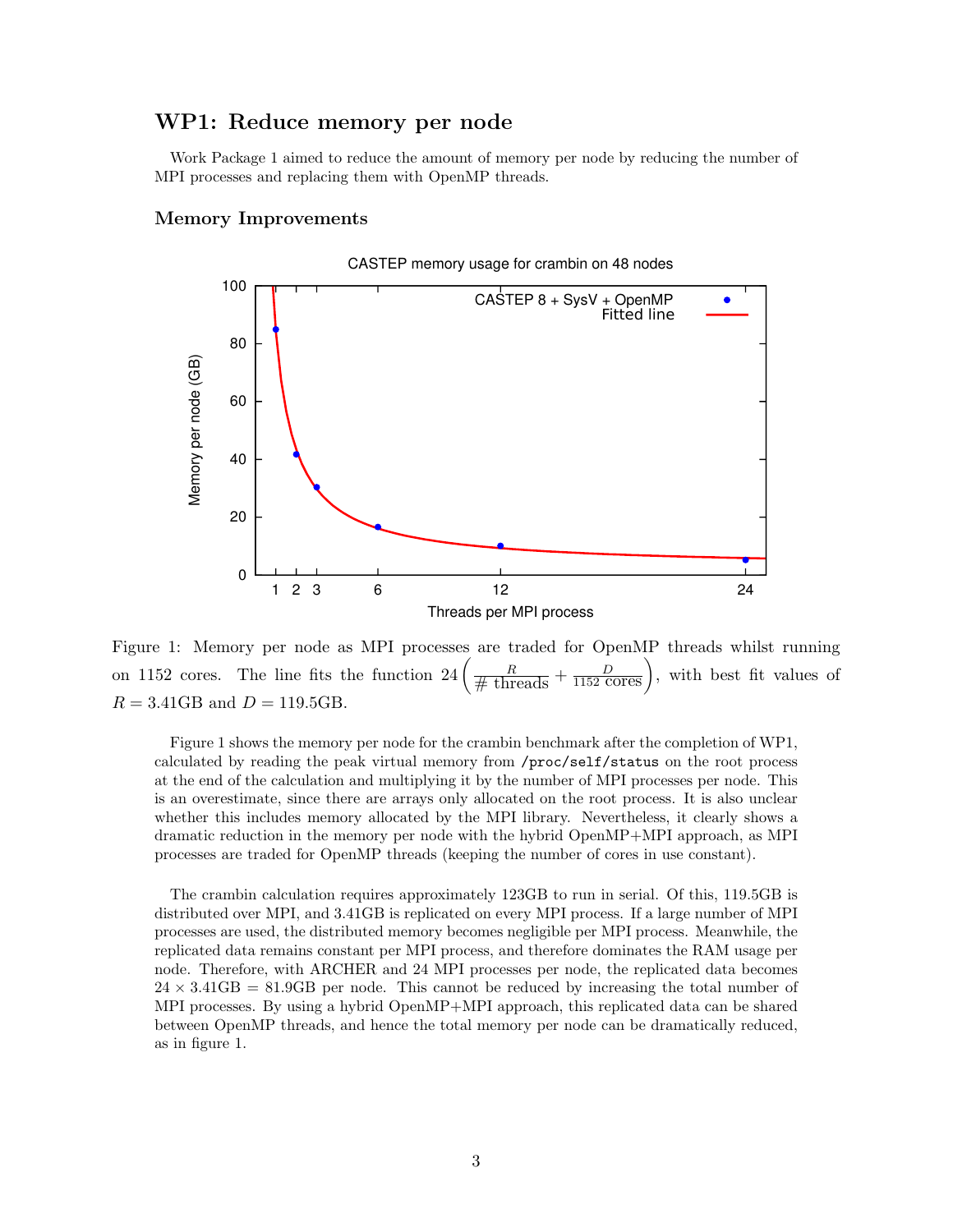## WP1: Reduce memory per node

Work Package 1 aimed to reduce the amount of memory per node by reducing the number of MPI processes and replacing them with OpenMP threads.

### Memory Improvements

Figure 1: Memory per node as MPI processes are traded for OpenMP threads whilst running on 1152 cores. The line fits the function $24\left(\frac{R}{\#\text{ threads}} + \frac{D}{1152\text{ cores}}\right)$, with best fit values of $R = 3.41$GB and $D = 119.5$GB.

Figure 1 shows the memory per node for the crambin benchmark after the completion of WP1, calculated by reading the peak virtual memory from `/proc/self/status` on the root process at the end of the calculation and multiplying it by the number of MPI processes per node. This is an overestimate, since there are arrays only allocated on the root process. It is also unclear whether this includes memory allocated by the MPI library. Nevertheless, it clearly shows a dramatic reduction in the memory per node with the hybrid OpenMP+MPI approach, as MPI processes are traded for OpenMP threads (keeping the number of cores in use constant).

The crambin calculation requires approximately 123GB to run in serial. Of this, 119.5GB is distributed over MPI, and 3.41GB is replicated on every MPI process. If a large number of MPI processes are used, the distributed memory becomes negligible per MPI process. Meanwhile, the replicated data remains constant per MPI process, and therefore dominates the RAM usage per node. Therefore, with ARCHER and 24 MPI processes per node, the replicated data becomes $24 \times 3.41$GB $= 81.9$GB per node. This cannot be reduced by increasing the total number of MPI processes. By using a hybrid OpenMP+MPI approach, this replicated data can be shared between OpenMP threads, and hence the total memory per node can be dramatically reduced, as in figure 1.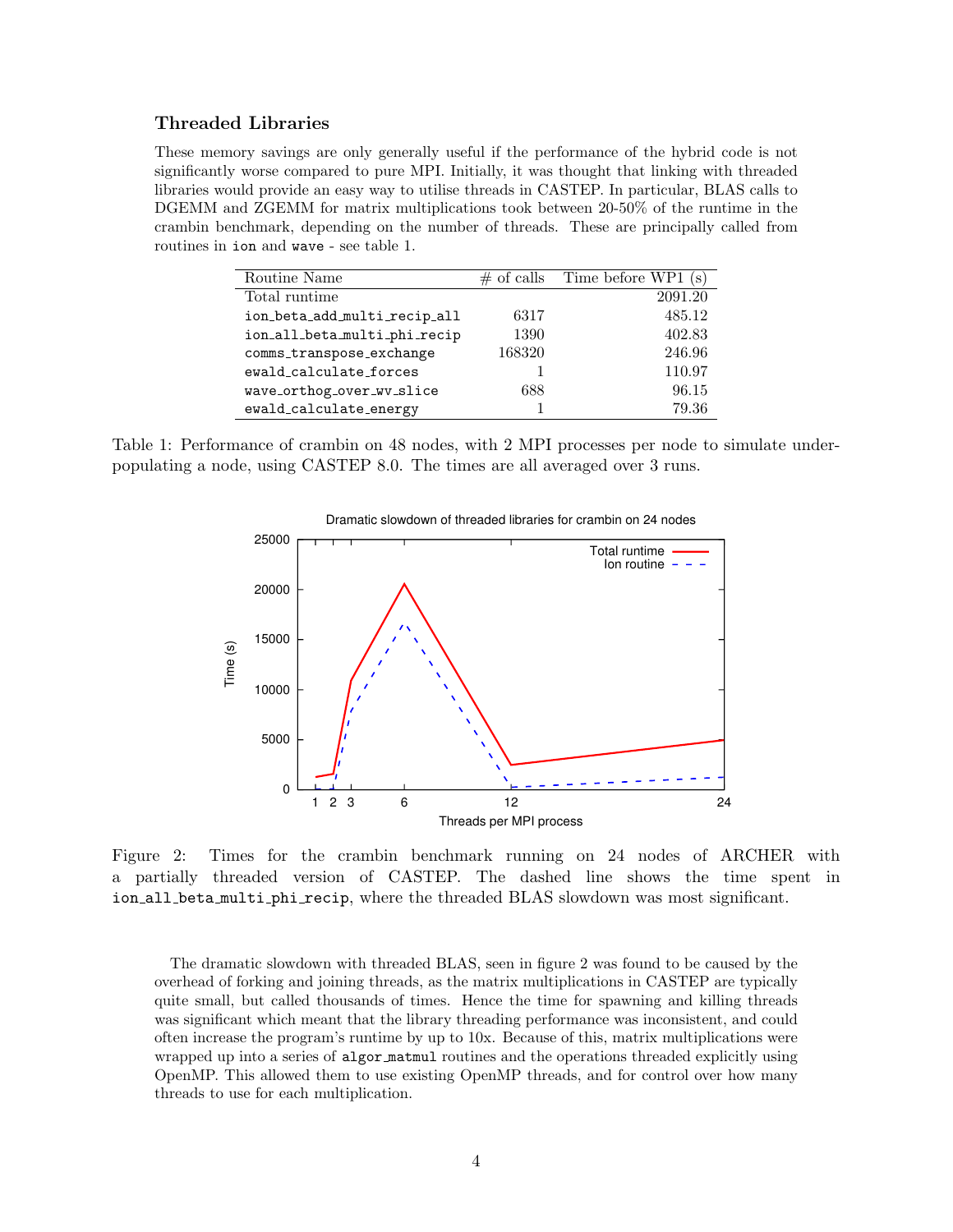### Threaded Libraries

These memory savings are only generally useful if the performance of the hybrid code is not significantly worse compared to pure MPI. Initially, it was thought that linking with threaded libraries would provide an easy way to utilise threads in CASTEP. In particular, BLAS calls to DGEMM and ZGEMM for matrix multiplications took between 20-50% of the runtime in the crambin benchmark, depending on the number of threads. These are principally called from routines in `ion` and `wave` - see table 1.

| Routine Name | # of calls | Time before WP1 (s) |
|---|---|---|
| Total runtime | | 2091.20 |
| `ion_beta_add_multi_recip_all` | 6317 | 485.12 |
| `ion_all_beta_multi_phi_recip` | 1390 | 402.83 |
| `comms_transpose_exchange` | 168320 | 246.96 |
| `ewald_calculate_forces` | 1 | 110.97 |
| `wave_orthog_over_wv_slice` | 688 | 96.15 |
| `ewald_calculate_energy` | 1 | 79.36 |

Table 1: Performance of crambin on 48 nodes, with 2 MPI processes per node to simulate underpopulating a node, using CASTEP 8.0. The times are all averaged over 3 runs.

Figure 2: Times for the crambin benchmark running on 24 nodes of ARCHER with a partially threaded version of CASTEP. The dashed line shows the time spent in `ion_all_beta_multi_phi_recip`, where the threaded BLAS slowdown was most significant.

The dramatic slowdown with threaded BLAS, seen in figure 2 was found to be caused by the overhead of forking and joining threads, as the matrix multiplications in CASTEP are typically quite small, but called thousands of times. Hence the time for spawning and killing threads was significant which meant that the library threading performance was inconsistent, and could often increase the program's runtime by up to 10x. Because of this, matrix multiplications were wrapped up into a series of `algor_matmul` routines and the operations threaded explicitly using OpenMP. This allowed them to use existing OpenMP threads, and for control over how many threads to use for each multiplication.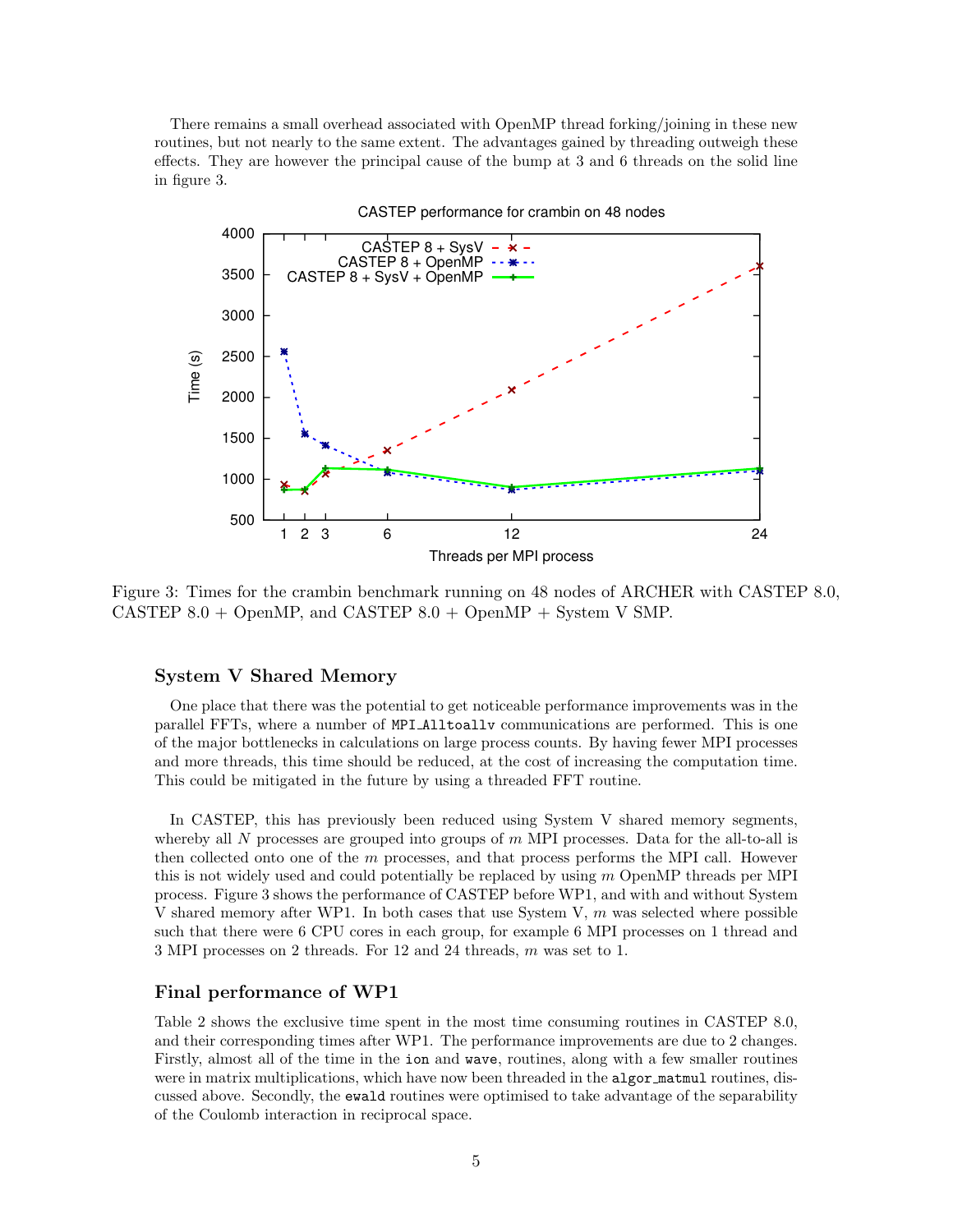There remains a small overhead associated with OpenMP thread forking/joining in these new routines, but not nearly to the same extent. The advantages gained by threading outweigh these effects. They are however the principal cause of the bump at 3 and 6 threads on the solid line in figure 3.

Figure 3: Times for the crambin benchmark running on 48 nodes of ARCHER with CASTEP 8.0, CASTEP 8.0 + OpenMP, and CASTEP 8.0 + OpenMP + System V SMP.

## System V Shared Memory

One place that there was the potential to get noticeable performance improvements was in the parallel FFTs, where a number of `MPI_Alltoallv` communications are performed. This is one of the major bottlenecks in calculations on large process counts. By having fewer MPI processes and more threads, this time should be reduced, at the cost of increasing the computation time. This could be mitigated in the future by using a threaded FFT routine.

In CASTEP, this has previously been reduced using System V shared memory segments, whereby all $N$ processes are grouped into groups of $m$ MPI processes. Data for the all-to-all is then collected onto one of the $m$ processes, and that process performs the MPI call. However this is not widely used and could potentially be replaced by using $m$ OpenMP threads per MPI process. Figure 3 shows the performance of CASTEP before WP1, and with and without System V shared memory after WP1. In both cases that use System V, $m$ was selected where possible such that there were 6 CPU cores in each group, for example 6 MPI processes on 1 thread and 3 MPI processes on 2 threads. For 12 and 24 threads, $m$ was set to 1.

## Final performance of WP1

Table 2 shows the exclusive time spent in the most time consuming routines in CASTEP 8.0, and their corresponding times after WP1. The performance improvements are due to 2 changes. Firstly, almost all of the time in the `ion` and `wave`, routines, along with a few smaller routines were in matrix multiplications, which have now been threaded in the `algor_matmul` routines, discussed above. Secondly, the `ewald` routines were optimised to take advantage of the separability of the Coulomb interaction in reciprocal space.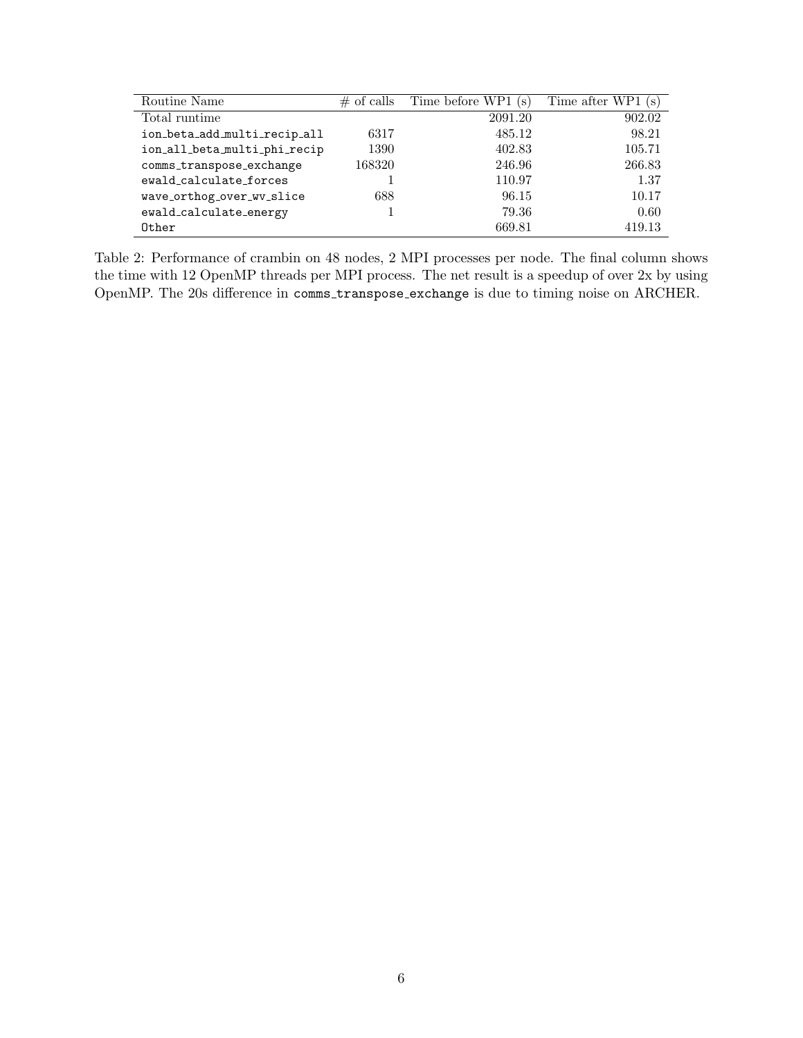| Routine Name | # of calls | Time before WP1 (s) | Time after WP1 (s) |
|---|---|---|---|
| Total runtime | | 2091.20 | 902.02 |
| `ion_beta_add_multi_recip_all` | 6317 | 485.12 | 98.21 |
| `ion_all_beta_multi_phi_recip` | 1390 | 402.83 | 105.71 |
| `comms_transpose_exchange` | 168320 | 246.96 | 266.83 |
| `ewald_calculate_forces` | 1 | 110.97 | 1.37 |
| `wave_orthog_over_wv_slice` | 688 | 96.15 | 10.17 |
| `ewald_calculate_energy` | 1 | 79.36 | 0.60 |
| `Other` | | 669.81 | 419.13 |

Table 2: Performance of crambin on 48 nodes, 2 MPI processes per node. The final column shows the time with 12 OpenMP threads per MPI process. The net result is a speedup of over 2x by using OpenMP. The 20s difference in `comms_transpose_exchange` is due to timing noise on ARCHER.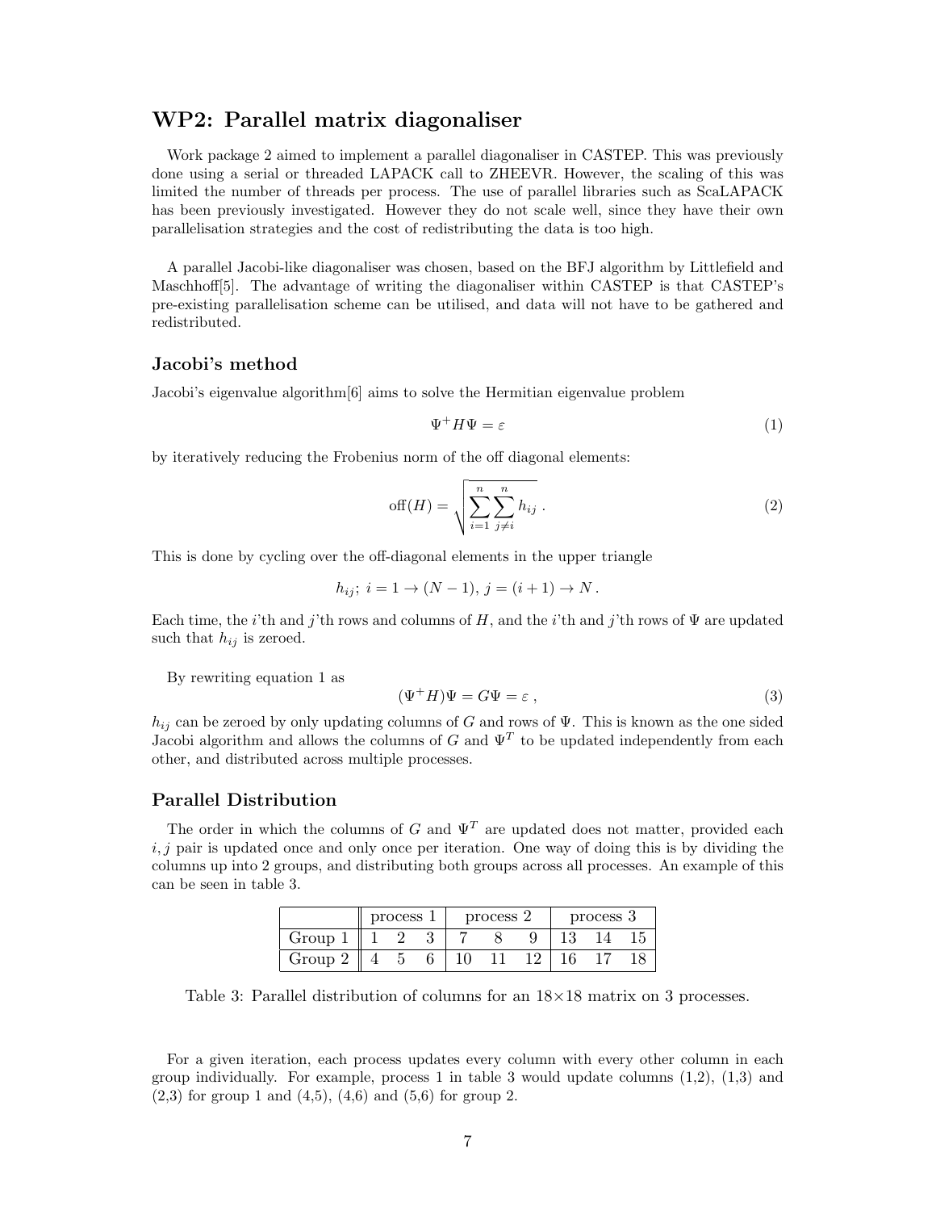## WP2: Parallel matrix diagonaliser

Work package 2 aimed to implement a parallel diagonaliser in CASTEP. This was previously done using a serial or threaded LAPACK call to ZHEEVR. However, the scaling of this was limited the number of threads per process. The use of parallel libraries such as ScaLAPACK has been previously investigated. However they do not scale well, since they have their own parallelisation strategies and the cost of redistributing the data is too high.

A parallel Jacobi-like diagonaliser was chosen, based on the BFJ algorithm by Littlefield and Maschhoff[5]. The advantage of writing the diagonaliser within CASTEP is that CASTEP's pre-existing parallelisation scheme can be utilised, and data will not have to be gathered and redistributed.

### Jacobi's method

Jacobi's eigenvalue algorithm[6] aims to solve the Hermitian eigenvalue problem

$$\Psi^{+} H \Psi = \varepsilon \tag{1}$$

by iteratively reducing the Frobenius norm of the off diagonal elements:

$$\text{off}(H) = \sqrt{\sum_{i=1}^{n} \sum_{j \neq i}^{n} h_{ij}}\ . \tag{2}$$

This is done by cycling over the off-diagonal elements in the upper triangle

$$h_{ij};\ i = 1 \to (N-1),\ j = (i+1) \to N\ .$$

Each time, the $i$'th and $j$'th rows and columns of $H$, and the $i$'th and $j$'th rows of $\Psi$ are updated such that $h_{ij}$ is zeroed.

By rewriting equation 1 as

$$(\Psi^{+} H)\Psi = G\Psi = \varepsilon\ , \tag{3}$$

$h_{ij}$ can be zeroed by only updating columns of $G$ and rows of $\Psi$. This is known as the one sided Jacobi algorithm and allows the columns of $G$ and $\Psi^{T}$ to be updated independently from each other, and distributed across multiple processes.

### Parallel Distribution

The order in which the columns of $G$ and $\Psi^{T}$ are updated does not matter, provided each $i, j$ pair is updated once and only once per iteration. One way of doing this is by dividing the columns up into 2 groups, and distributing both groups across all processes. An example of this can be seen in table 3.

| | process 1 | | | process 2 | | | process 3 | | |
|---|---|---|---|---|---|---|---|---|---|
| Group 1 | 1 | 2 | 3 | 7 | 8 | 9 | 13 | 14 | 15 |
| Group 2 | 4 | 5 | 6 | 10 | 11 | 12 | 16 | 17 | 18 |

Table 3: Parallel distribution of columns for an 18×18 matrix on 3 processes.

For a given iteration, each process updates every column with every other column in each group individually. For example, process 1 in table 3 would update columns (1,2), (1,3) and (2,3) for group 1 and (4,5), (4,6) and (5,6) for group 2.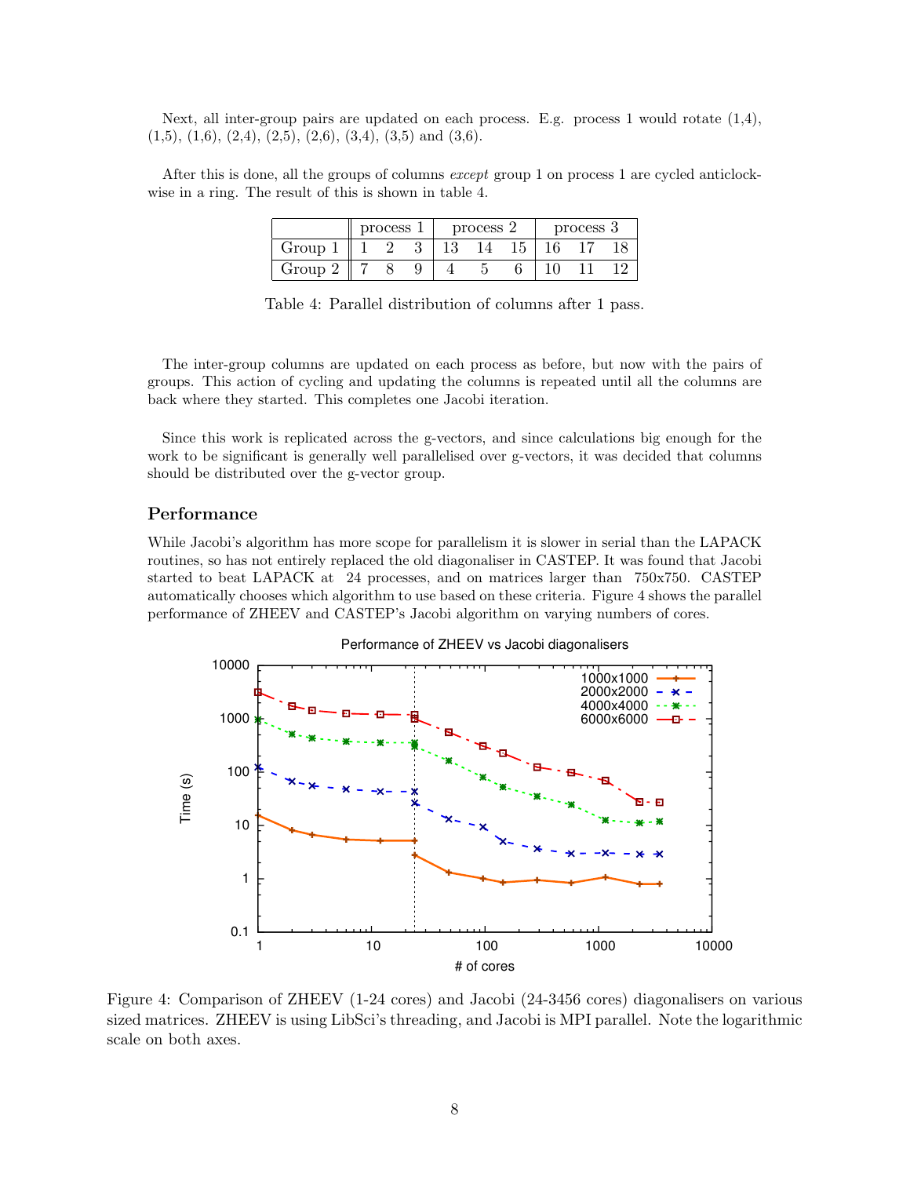Next, all inter-group pairs are updated on each process. E.g. process 1 would rotate (1,4), (1,5), (1,6), (2,4), (2,5), (2,6), (3,4), (3,5) and (3,6).

After this is done, all the groups of columns *except* group 1 on process 1 are cycled anticlockwise in a ring. The result of this is shown in table 4.

| | process 1 | | | process 2 | | | process 3 | | |
|---|---|---|---|---|---|---|---|---|---|
| Group 1 | 1 | 2 | 3 | 13 | 14 | 15 | 16 | 17 | 18 |
| Group 2 | 7 | 8 | 9 | 4 | 5 | 6 | 10 | 11 | 12 |

Table 4: Parallel distribution of columns after 1 pass.

The inter-group columns are updated on each process as before, but now with the pairs of groups. This action of cycling and updating the columns is repeated until all the columns are back where they started. This completes one Jacobi iteration.

Since this work is replicated across the g-vectors, and since calculations big enough for the work to be significant is generally well parallelised over g-vectors, it was decided that columns should be distributed over the g-vector group.

## Performance

While Jacobi's algorithm has more scope for parallelism it is slower in serial than the LAPACK routines, so has not entirely replaced the old diagonaliser in CASTEP. It was found that Jacobi started to beat LAPACK at 24 processes, and on matrices larger than 750x750. CASTEP automatically chooses which algorithm to use based on these criteria. Figure 4 shows the parallel performance of ZHEEV and CASTEP's Jacobi algorithm on varying numbers of cores.

Figure 4: Comparison of ZHEEV (1-24 cores) and Jacobi (24-3456 cores) diagonalisers on various sized matrices. ZHEEV is using LibSci's threading, and Jacobi is MPI parallel. Note the logarithmic scale on both axes.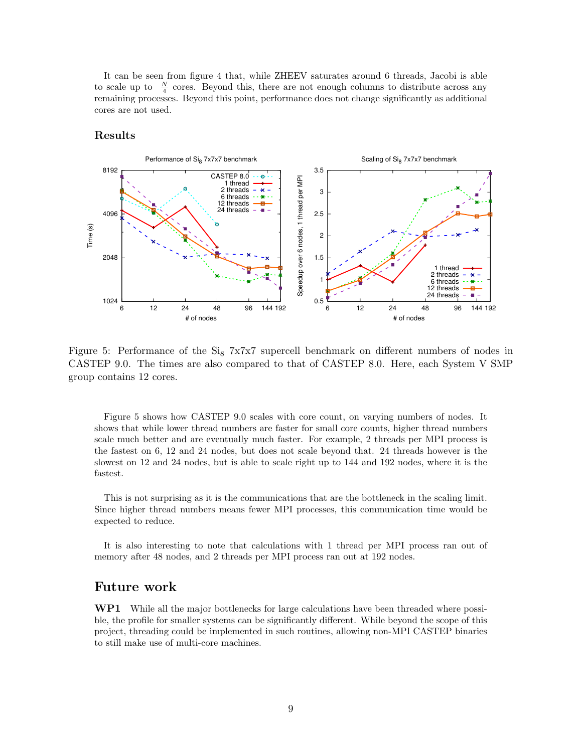It can be seen from figure 4 that, while ZHEEV saturates around 6 threads, Jacobi is able to scale up to $\frac{N}{4}$ cores. Beyond this, there are not enough columns to distribute across any remaining processes. Beyond this point, performance does not change significantly as additional cores are not used.

### Results

Figure 5: Performance of the $Si_8$ 7x7x7 supercell benchmark on different numbers of nodes in CASTEP 9.0. The times are also compared to that of CASTEP 8.0. Here, each System V SMP group contains 12 cores.

Figure 5 shows how CASTEP 9.0 scales with core count, on varying numbers of nodes. It shows that while lower thread numbers are faster for small core counts, higher thread numbers scale much better and are eventually much faster. For example, 2 threads per MPI process is the fastest on 6, 12 and 24 nodes, but does not scale beyond that. 24 threads however is the slowest on 12 and 24 nodes, but is able to scale right up to 144 and 192 nodes, where it is the fastest.

This is not surprising as it is the communications that are the bottleneck in the scaling limit. Since higher thread numbers means fewer MPI processes, this communication time would be expected to reduce.

It is also interesting to note that calculations with 1 thread per MPI process ran out of memory after 48 nodes, and 2 threads per MPI process ran out at 192 nodes.

## Future work

**WP1** While all the major bottlenecks for large calculations have been threaded where possible, the profile for smaller systems can be significantly different. While beyond the scope of this project, threading could be implemented in such routines, allowing non-MPI CASTEP binaries to still make use of multi-core machines.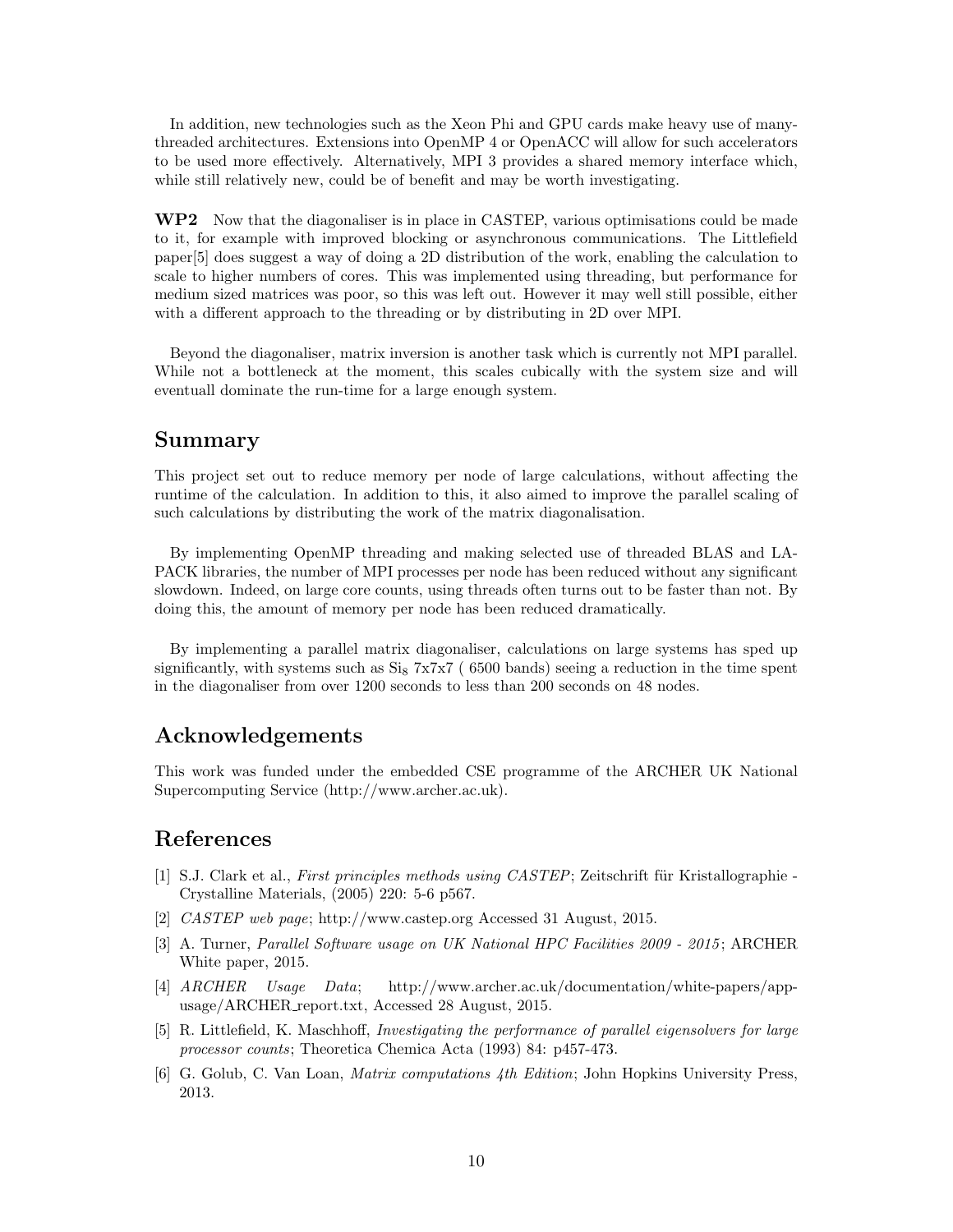In addition, new technologies such as the Xeon Phi and GPU cards make heavy use of many-threaded architectures. Extensions into OpenMP 4 or OpenACC will allow for such accelerators to be used more effectively. Alternatively, MPI 3 provides a shared memory interface which, while still relatively new, could be of benefit and may be worth investigating.

**WP2** Now that the diagonaliser is in place in CASTEP, various optimisations could be made to it, for example with improved blocking or asynchronous communications. The Littlefield paper[5] does suggest a way of doing a 2D distribution of the work, enabling the calculation to scale to higher numbers of cores. This was implemented using threading, but performance for medium sized matrices was poor, so this was left out. However it may well still possible, either with a different approach to the threading or by distributing in 2D over MPI.

Beyond the diagonaliser, matrix inversion is another task which is currently not MPI parallel. While not a bottleneck at the moment, this scales cubically with the system size and will eventuall dominate the run-time for a large enough system.

## Summary

This project set out to reduce memory per node of large calculations, without affecting the runtime of the calculation. In addition to this, it also aimed to improve the parallel scaling of such calculations by distributing the work of the matrix diagonalisation.

By implementing OpenMP threading and making selected use of threaded BLAS and LAPACK libraries, the number of MPI processes per node has been reduced without any significant slowdown. Indeed, on large core counts, using threads often turns out to be faster than not. By doing this, the amount of memory per node has been reduced dramatically.

By implementing a parallel matrix diagonaliser, calculations on large systems has sped up significantly, with systems such as $Si_8$ 7x7x7 ( 6500 bands) seeing a reduction in the time spent in the diagonaliser from over 1200 seconds to less than 200 seconds on 48 nodes.

## Acknowledgements

This work was funded under the embedded CSE programme of the ARCHER UK National Supercomputing Service (http://www.archer.ac.uk).

## References

[1] S.J. Clark et al., *First principles methods using CASTEP*; Zeitschrift für Kristallographie - Crystalline Materials, (2005) 220: 5-6 p567.

[2] *CASTEP web page*; http://www.castep.org Accessed 31 August, 2015.

[3] A. Turner, *Parallel Software usage on UK National HPC Facilities 2009 - 2015*; ARCHER White paper, 2015.

[4] *ARCHER Usage Data*; http://www.archer.ac.uk/documentation/white-papers/app-usage/ARCHER_report.txt, Accessed 28 August, 2015.

[5] R. Littlefield, K. Maschhoff, *Investigating the performance of parallel eigensolvers for large processor counts*; Theoretica Chemica Acta (1993) 84: p457-473.

[6] G. Golub, C. Van Loan, *Matrix computations 4th Edition*; John Hopkins University Press, 2013.